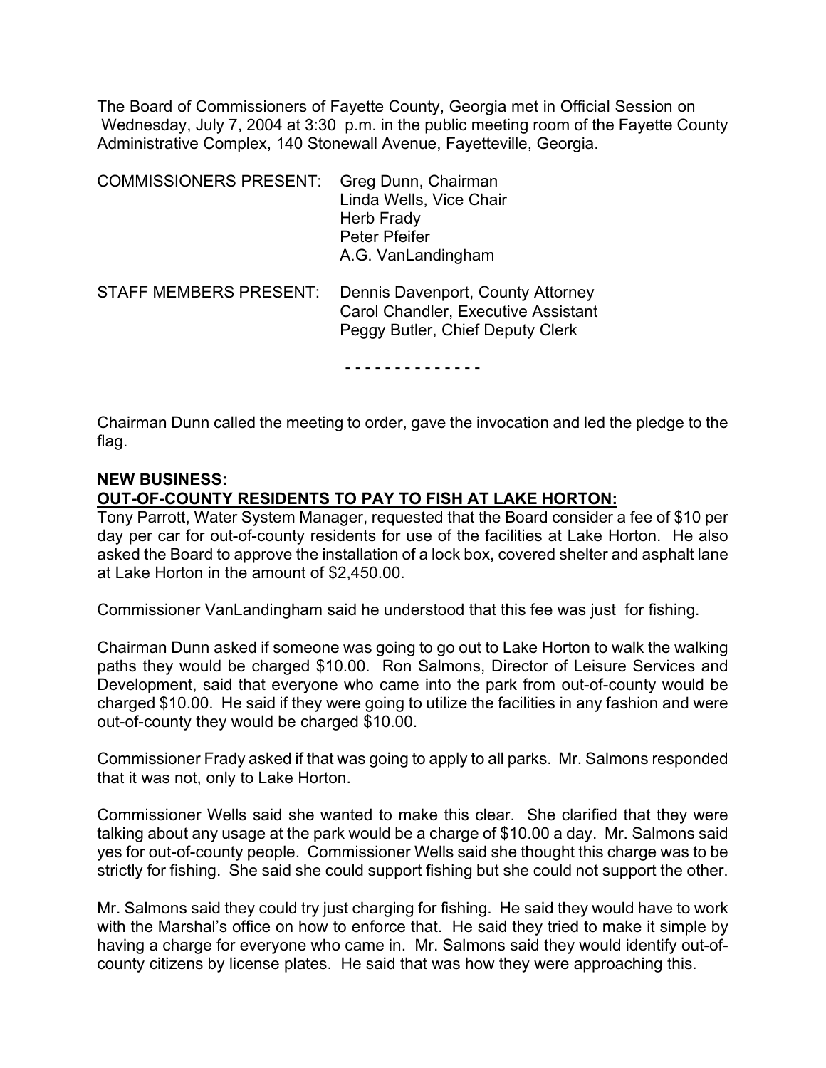The Board of Commissioners of Fayette County, Georgia met in Official Session on Wednesday, July 7, 2004 at 3:30 p.m. in the public meeting room of the Fayette County Administrative Complex, 140 Stonewall Avenue, Fayetteville, Georgia.

COMMISSIONERS PRESENT: Greg Dunn, Chairman
Linda Wells, Vice Chair
Herb Frady
Peter Pfeifer
A.G. VanLandingham

STAFF MEMBERS PRESENT: Dennis Davenport, County Attorney
Carol Chandler, Executive Assistant
Peggy Butler, Chief Deputy Clerk

- - - - - - - - - - - - - -

Chairman Dunn called the meeting to order, gave the invocation and led the pledge to the flag.

**NEW BUSINESS:**

**OUT-OF-COUNTY RESIDENTS TO PAY TO FISH AT LAKE HORTON:**

Tony Parrott, Water System Manager, requested that the Board consider a fee of $10 per day per car for out-of-county residents for use of the facilities at Lake Horton. He also asked the Board to approve the installation of a lock box, covered shelter and asphalt lane at Lake Horton in the amount of $2,450.00.

Commissioner VanLandingham said he understood that this fee was just for fishing.

Chairman Dunn asked if someone was going to go out to Lake Horton to walk the walking paths they would be charged $10.00. Ron Salmons, Director of Leisure Services and Development, said that everyone who came into the park from out-of-county would be charged $10.00. He said if they were going to utilize the facilities in any fashion and were out-of-county they would be charged $10.00.

Commissioner Frady asked if that was going to apply to all parks. Mr. Salmons responded that it was not, only to Lake Horton.

Commissioner Wells said she wanted to make this clear. She clarified that they were talking about any usage at the park would be a charge of $10.00 a day. Mr. Salmons said yes for out-of-county people. Commissioner Wells said she thought this charge was to be strictly for fishing. She said she could support fishing but she could not support the other.

Mr. Salmons said they could try just charging for fishing. He said they would have to work with the Marshal's office on how to enforce that. He said they tried to make it simple by having a charge for everyone who came in. Mr. Salmons said they would identify out-of-county citizens by license plates. He said that was how they were approaching this.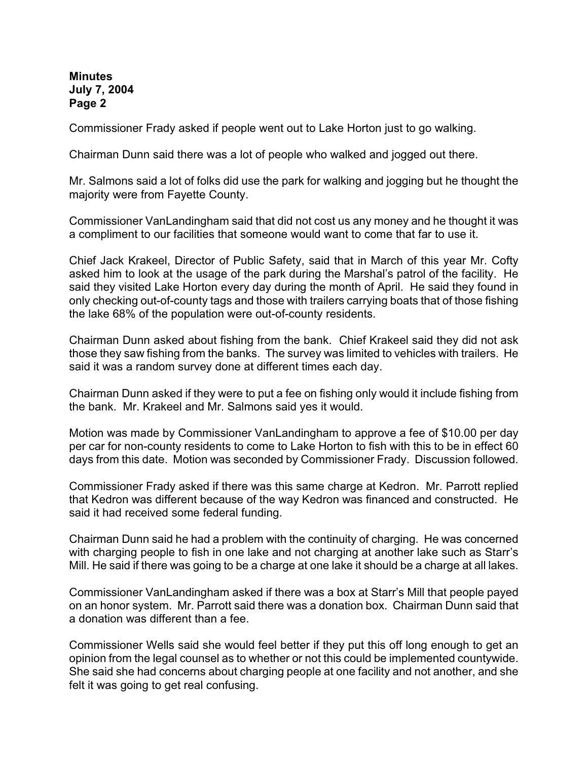Commissioner Frady asked if people went out to Lake Horton just to go walking.

Chairman Dunn said there was a lot of people who walked and jogged out there.

Mr. Salmons said a lot of folks did use the park for walking and jogging but he thought the majority were from Fayette County.

Commissioner VanLandingham said that did not cost us any money and he thought it was a compliment to our facilities that someone would want to come that far to use it.

Chief Jack Krakeel, Director of Public Safety, said that in March of this year Mr. Cofty asked him to look at the usage of the park during the Marshal's patrol of the facility. He said they visited Lake Horton every day during the month of April. He said they found in only checking out-of-county tags and those with trailers carrying boats that of those fishing the lake 68% of the population were out-of-county residents.

Chairman Dunn asked about fishing from the bank. Chief Krakeel said they did not ask those they saw fishing from the banks. The survey was limited to vehicles with trailers. He said it was a random survey done at different times each day.

Chairman Dunn asked if they were to put a fee on fishing only would it include fishing from the bank. Mr. Krakeel and Mr. Salmons said yes it would.

Motion was made by Commissioner VanLandingham to approve a fee of $10.00 per day per car for non-county residents to come to Lake Horton to fish with this to be in effect 60 days from this date. Motion was seconded by Commissioner Frady. Discussion followed.

Commissioner Frady asked if there was this same charge at Kedron. Mr. Parrott replied that Kedron was different because of the way Kedron was financed and constructed. He said it had received some federal funding.

Chairman Dunn said he had a problem with the continuity of charging. He was concerned with charging people to fish in one lake and not charging at another lake such as Starr's Mill. He said if there was going to be a charge at one lake it should be a charge at all lakes.

Commissioner VanLandingham asked if there was a box at Starr's Mill that people payed on an honor system. Mr. Parrott said there was a donation box. Chairman Dunn said that a donation was different than a fee.

Commissioner Wells said she would feel better if they put this off long enough to get an opinion from the legal counsel as to whether or not this could be implemented countywide. She said she had concerns about charging people at one facility and not another, and she felt it was going to get real confusing.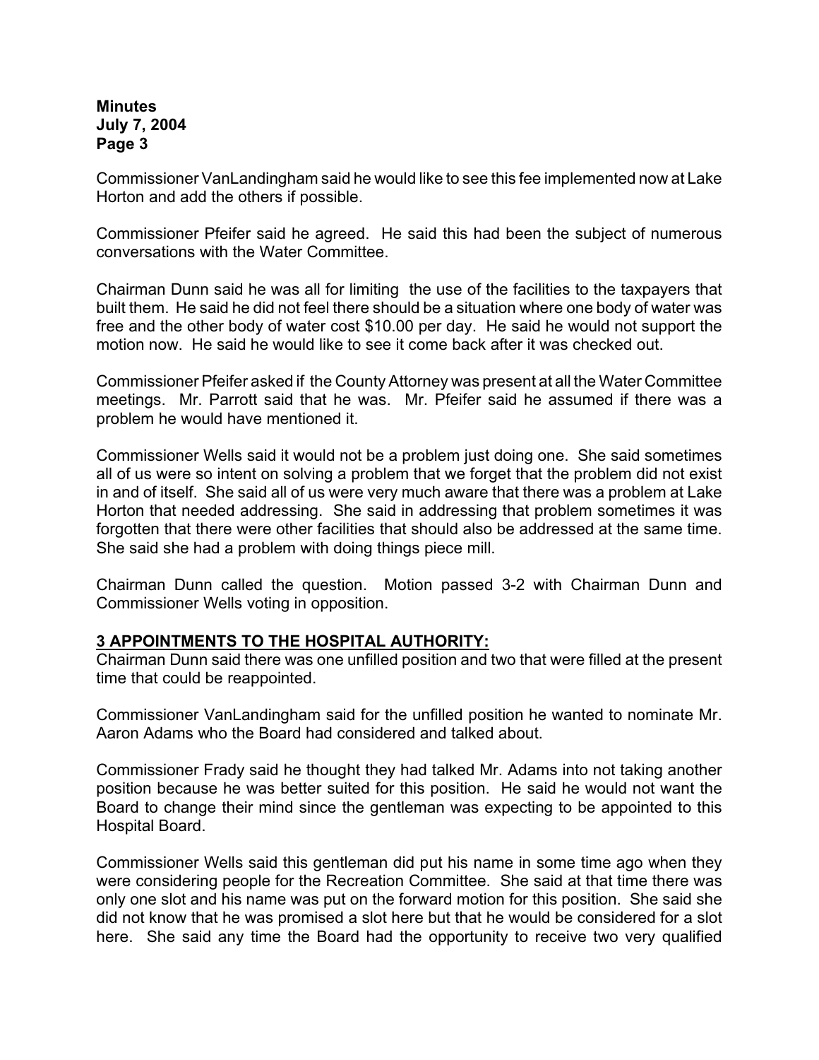Commissioner VanLandingham said he would like to see this fee implemented now at Lake Horton and add the others if possible.

Commissioner Pfeifer said he agreed. He said this had been the subject of numerous conversations with the Water Committee.

Chairman Dunn said he was all for limiting the use of the facilities to the taxpayers that built them. He said he did not feel there should be a situation where one body of water was free and the other body of water cost $10.00 per day. He said he would not support the motion now. He said he would like to see it come back after it was checked out.

Commissioner Pfeifer asked if the County Attorney was present at all the Water Committee meetings. Mr. Parrott said that he was. Mr. Pfeifer said he assumed if there was a problem he would have mentioned it.

Commissioner Wells said it would not be a problem just doing one. She said sometimes all of us were so intent on solving a problem that we forget that the problem did not exist in and of itself. She said all of us were very much aware that there was a problem at Lake Horton that needed addressing. She said in addressing that problem sometimes it was forgotten that there were other facilities that should also be addressed at the same time. She said she had a problem with doing things piece mill.

Chairman Dunn called the question. Motion passed 3-2 with Chairman Dunn and Commissioner Wells voting in opposition.

**3 APPOINTMENTS TO THE HOSPITAL AUTHORITY:**

Chairman Dunn said there was one unfilled position and two that were filled at the present time that could be reappointed.

Commissioner VanLandingham said for the unfilled position he wanted to nominate Mr. Aaron Adams who the Board had considered and talked about.

Commissioner Frady said he thought they had talked Mr. Adams into not taking another position because he was better suited for this position. He said he would not want the Board to change their mind since the gentleman was expecting to be appointed to this Hospital Board.

Commissioner Wells said this gentleman did put his name in some time ago when they were considering people for the Recreation Committee. She said at that time there was only one slot and his name was put on the forward motion for this position. She said she did not know that he was promised a slot here but that he would be considered for a slot here. She said any time the Board had the opportunity to receive two very qualified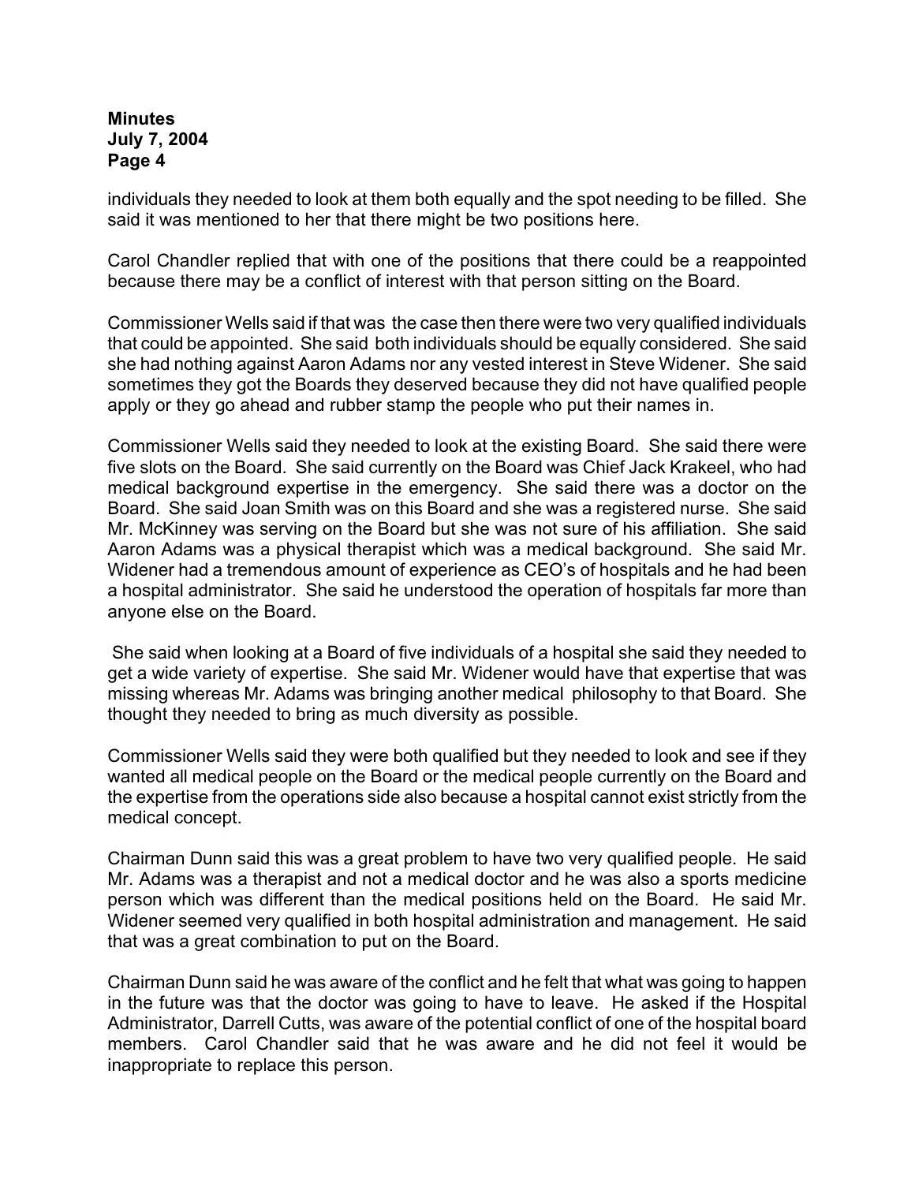individuals they needed to look at them both equally and the spot needing to be filled. She said it was mentioned to her that there might be two positions here.

Carol Chandler replied that with one of the positions that there could be a reappointed because there may be a conflict of interest with that person sitting on the Board.

Commissioner Wells said if that was the case then there were two very qualified individuals that could be appointed. She said both individuals should be equally considered. She said she had nothing against Aaron Adams nor any vested interest in Steve Widener. She said sometimes they got the Boards they deserved because they did not have qualified people apply or they go ahead and rubber stamp the people who put their names in.

Commissioner Wells said they needed to look at the existing Board. She said there were five slots on the Board. She said currently on the Board was Chief Jack Krakeel, who had medical background expertise in the emergency. She said there was a doctor on the Board. She said Joan Smith was on this Board and she was a registered nurse. She said Mr. McKinney was serving on the Board but she was not sure of his affiliation. She said Aaron Adams was a physical therapist which was a medical background. She said Mr. Widener had a tremendous amount of experience as CEO's of hospitals and he had been a hospital administrator. She said he understood the operation of hospitals far more than anyone else on the Board.

She said when looking at a Board of five individuals of a hospital she said they needed to get a wide variety of expertise. She said Mr. Widener would have that expertise that was missing whereas Mr. Adams was bringing another medical philosophy to that Board. She thought they needed to bring as much diversity as possible.

Commissioner Wells said they were both qualified but they needed to look and see if they wanted all medical people on the Board or the medical people currently on the Board and the expertise from the operations side also because a hospital cannot exist strictly from the medical concept.

Chairman Dunn said this was a great problem to have two very qualified people. He said Mr. Adams was a therapist and not a medical doctor and he was also a sports medicine person which was different than the medical positions held on the Board. He said Mr. Widener seemed very qualified in both hospital administration and management. He said that was a great combination to put on the Board.

Chairman Dunn said he was aware of the conflict and he felt that what was going to happen in the future was that the doctor was going to have to leave. He asked if the Hospital Administrator, Darrell Cutts, was aware of the potential conflict of one of the hospital board members. Carol Chandler said that he was aware and he did not feel it would be inappropriate to replace this person.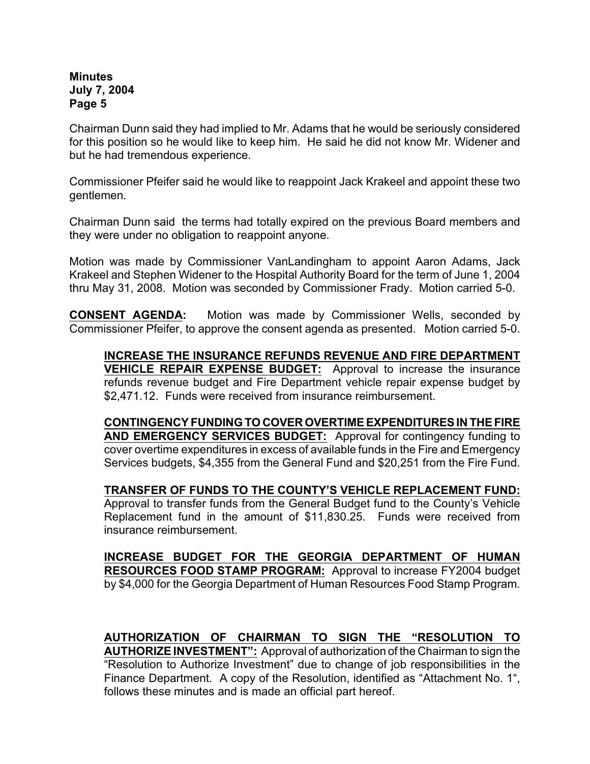Chairman Dunn said they had implied to Mr. Adams that he would be seriously considered for this position so he would like to keep him. He said he did not know Mr. Widener and but he had tremendous experience.

Commissioner Pfeifer said he would like to reappoint Jack Krakeel and appoint these two gentlemen.

Chairman Dunn said the terms had totally expired on the previous Board members and they were under no obligation to reappoint anyone.

Motion was made by Commissioner VanLandingham to appoint Aaron Adams, Jack Krakeel and Stephen Widener to the Hospital Authority Board for the term of June 1, 2004 thru May 31, 2008. Motion was seconded by Commissioner Frady. Motion carried 5-0.

**CONSENT AGENDA:** Motion was made by Commissioner Wells, seconded by Commissioner Pfeifer, to approve the consent agenda as presented. Motion carried 5-0.

> **INCREASE THE INSURANCE REFUNDS REVENUE AND FIRE DEPARTMENT VEHICLE REPAIR EXPENSE BUDGET:** Approval to increase the insurance refunds revenue budget and Fire Department vehicle repair expense budget by $2,471.12. Funds were received from insurance reimbursement.
>
> **CONTINGENCY FUNDING TO COVER OVERTIME EXPENDITURES IN THE FIRE AND EMERGENCY SERVICES BUDGET:** Approval for contingency funding to cover overtime expenditures in excess of available funds in the Fire and Emergency Services budgets, $4,355 from the General Fund and $20,251 from the Fire Fund.
>
> **TRANSFER OF FUNDS TO THE COUNTY'S VEHICLE REPLACEMENT FUND:** Approval to transfer funds from the General Budget fund to the County's Vehicle Replacement fund in the amount of $11,830.25. Funds were received from insurance reimbursement.
>
> **INCREASE BUDGET FOR THE GEORGIA DEPARTMENT OF HUMAN RESOURCES FOOD STAMP PROGRAM:** Approval to increase FY2004 budget by $4,000 for the Georgia Department of Human Resources Food Stamp Program.
>
> **AUTHORIZATION OF CHAIRMAN TO SIGN THE "RESOLUTION TO AUTHORIZE INVESTMENT":** Approval of authorization of the Chairman to sign the "Resolution to Authorize Investment" due to change of job responsibilities in the Finance Department. A copy of the Resolution, identified as "Attachment No. 1", follows these minutes and is made an official part hereof.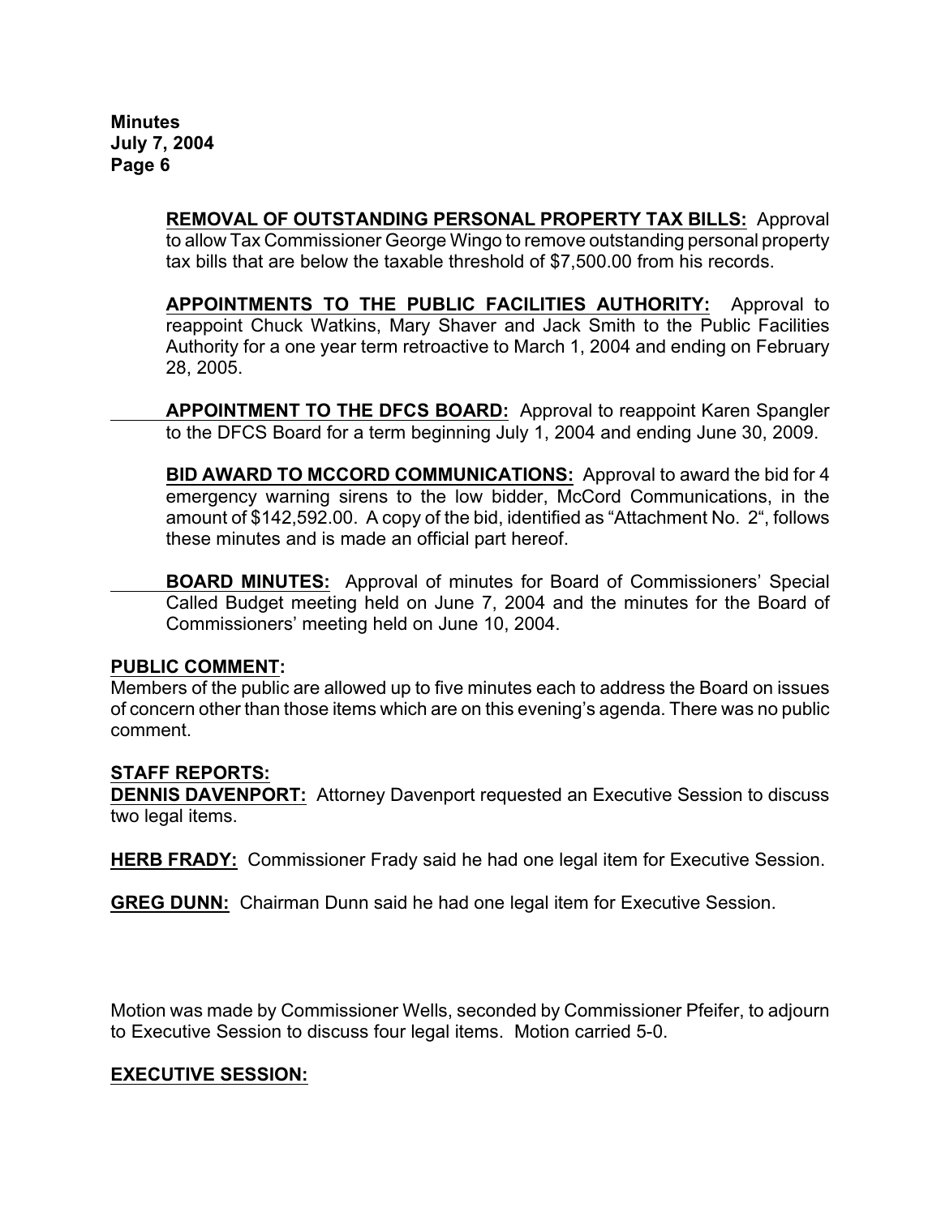**REMOVAL OF OUTSTANDING PERSONAL PROPERTY TAX BILLS:** Approval to allow Tax Commissioner George Wingo to remove outstanding personal property tax bills that are below the taxable threshold of $7,500.00 from his records.

**APPOINTMENTS TO THE PUBLIC FACILITIES AUTHORITY:** Approval to reappoint Chuck Watkins, Mary Shaver and Jack Smith to the Public Facilities Authority for a one year term retroactive to March 1, 2004 and ending on February 28, 2005.

**APPOINTMENT TO THE DFCS BOARD:** Approval to reappoint Karen Spangler to the DFCS Board for a term beginning July 1, 2004 and ending June 30, 2009.

**BID AWARD TO MCCORD COMMUNICATIONS:** Approval to award the bid for 4 emergency warning sirens to the low bidder, McCord Communications, in the amount of $142,592.00. A copy of the bid, identified as "Attachment No. 2", follows these minutes and is made an official part hereof.

**BOARD MINUTES:** Approval of minutes for Board of Commissioners' Special Called Budget meeting held on June 7, 2004 and the minutes for the Board of Commissioners' meeting held on June 10, 2004.

**PUBLIC COMMENT:**
Members of the public are allowed up to five minutes each to address the Board on issues of concern other than those items which are on this evening's agenda. There was no public comment.

**STAFF REPORTS:**
**DENNIS DAVENPORT:** Attorney Davenport requested an Executive Session to discuss two legal items.

**HERB FRADY:** Commissioner Frady said he had one legal item for Executive Session.

**GREG DUNN:** Chairman Dunn said he had one legal item for Executive Session.

Motion was made by Commissioner Wells, seconded by Commissioner Pfeifer, to adjourn to Executive Session to discuss four legal items. Motion carried 5-0.

**EXECUTIVE SESSION:**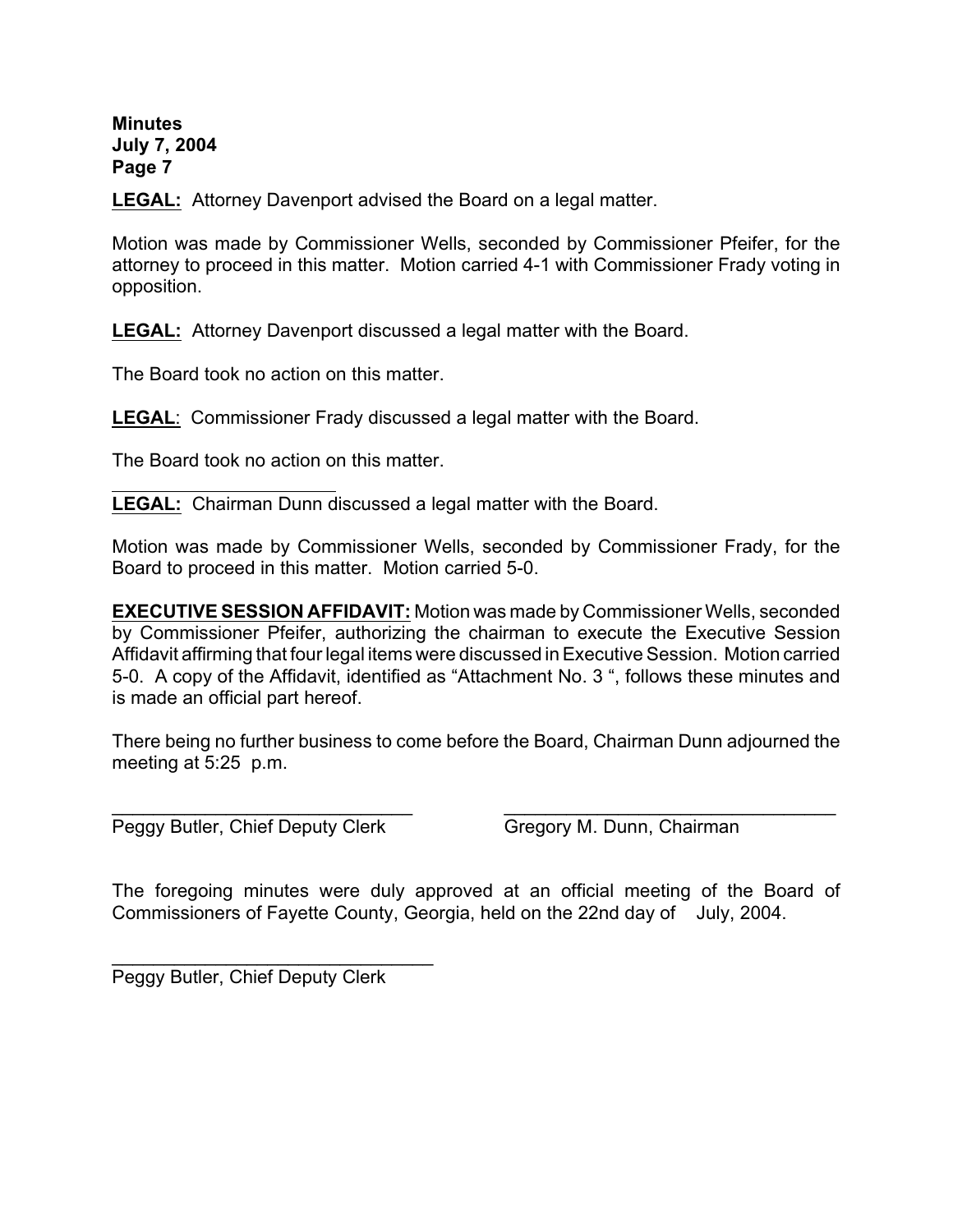**LEGAL:** Attorney Davenport advised the Board on a legal matter.

Motion was made by Commissioner Wells, seconded by Commissioner Pfeifer, for the attorney to proceed in this matter. Motion carried 4-1 with Commissioner Frady voting in opposition.

**LEGAL:** Attorney Davenport discussed a legal matter with the Board.

The Board took no action on this matter.

**LEGAL**: Commissioner Frady discussed a legal matter with the Board.

The Board took no action on this matter.

**LEGAL:** Chairman Dunn discussed a legal matter with the Board.

Motion was made by Commissioner Wells, seconded by Commissioner Frady, for the Board to proceed in this matter. Motion carried 5-0.

**EXECUTIVE SESSION AFFIDAVIT:** Motion was made by Commissioner Wells, seconded by Commissioner Pfeifer, authorizing the chairman to execute the Executive Session Affidavit affirming that four legal items were discussed in Executive Session. Motion carried 5-0. A copy of the Affidavit, identified as "Attachment No. 3 ", follows these minutes and is made an official part hereof.

There being no further business to come before the Board, Chairman Dunn adjourned the meeting at 5:25 p.m.

\_\_\_\_\_\_\_\_\_\_\_\_\_\_\_\_\_\_\_\_\_\_\_\_\_\_\_\_\_\_
Peggy Butler, Chief Deputy Clerk

\_\_\_\_\_\_\_\_\_\_\_\_\_\_\_\_\_\_\_\_\_\_\_\_\_\_\_\_\_\_
Gregory M. Dunn, Chairman

The foregoing minutes were duly approved at an official meeting of the Board of Commissioners of Fayette County, Georgia, held on the 22nd day of July, 2004.

\_\_\_\_\_\_\_\_\_\_\_\_\_\_\_\_\_\_\_\_\_\_\_\_\_\_\_\_\_\_
Peggy Butler, Chief Deputy Clerk